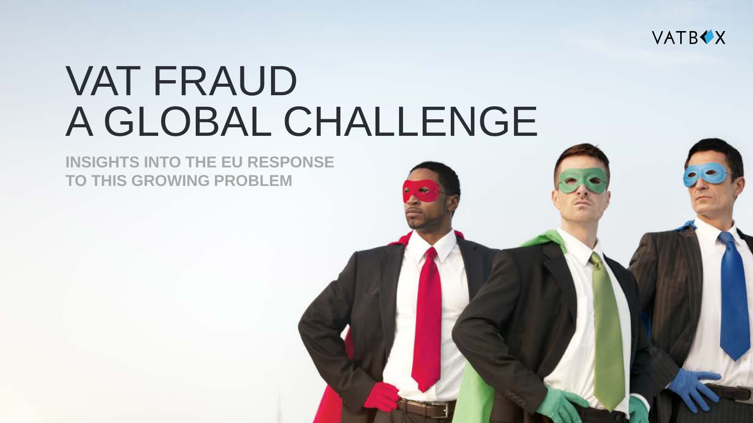VATBOX

# VAT FRAUD
# A GLOBAL CHALLENGE

**INSIGHTS INTO THE EU RESPONSE TO THIS GROWING PROBLEM**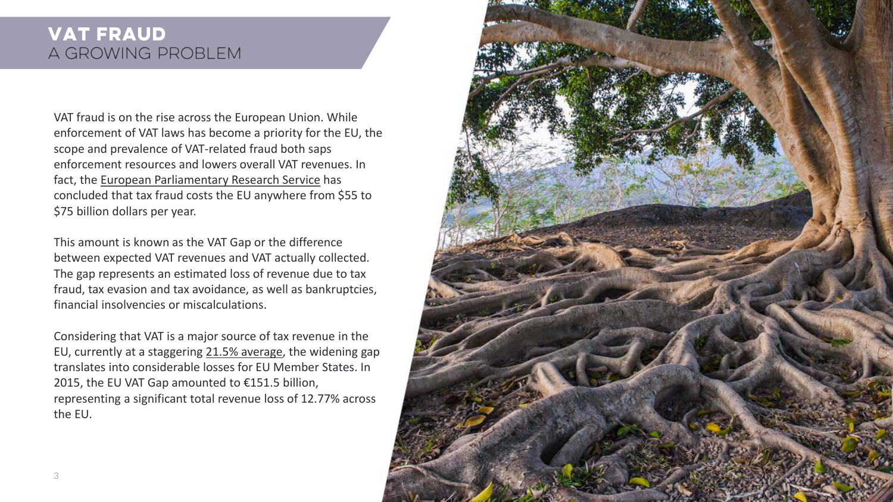# VAT FRAUD
## A GROWING PROBLEM

VAT fraud is on the rise across the European Union. While enforcement of VAT laws has become a priority for the EU, the scope and prevalence of VAT-related fraud both saps enforcement resources and lowers overall VAT revenues. In fact, the European Parliamentary Research Service has concluded that tax fraud costs the EU anywhere from $55 to $75 billion dollars per year.

This amount is known as the VAT Gap or the difference between expected VAT revenues and VAT actually collected. The gap represents an estimated loss of revenue due to tax fraud, tax evasion and tax avoidance, as well as bankruptcies, financial insolvencies or miscalculations.

Considering that VAT is a major source of tax revenue in the EU, currently at a staggering 21.5% average, the widening gap translates into considerable losses for EU Member States. In 2015, the EU VAT Gap amounted to €151.5 billion, representing a significant total revenue loss of 12.77% across the EU.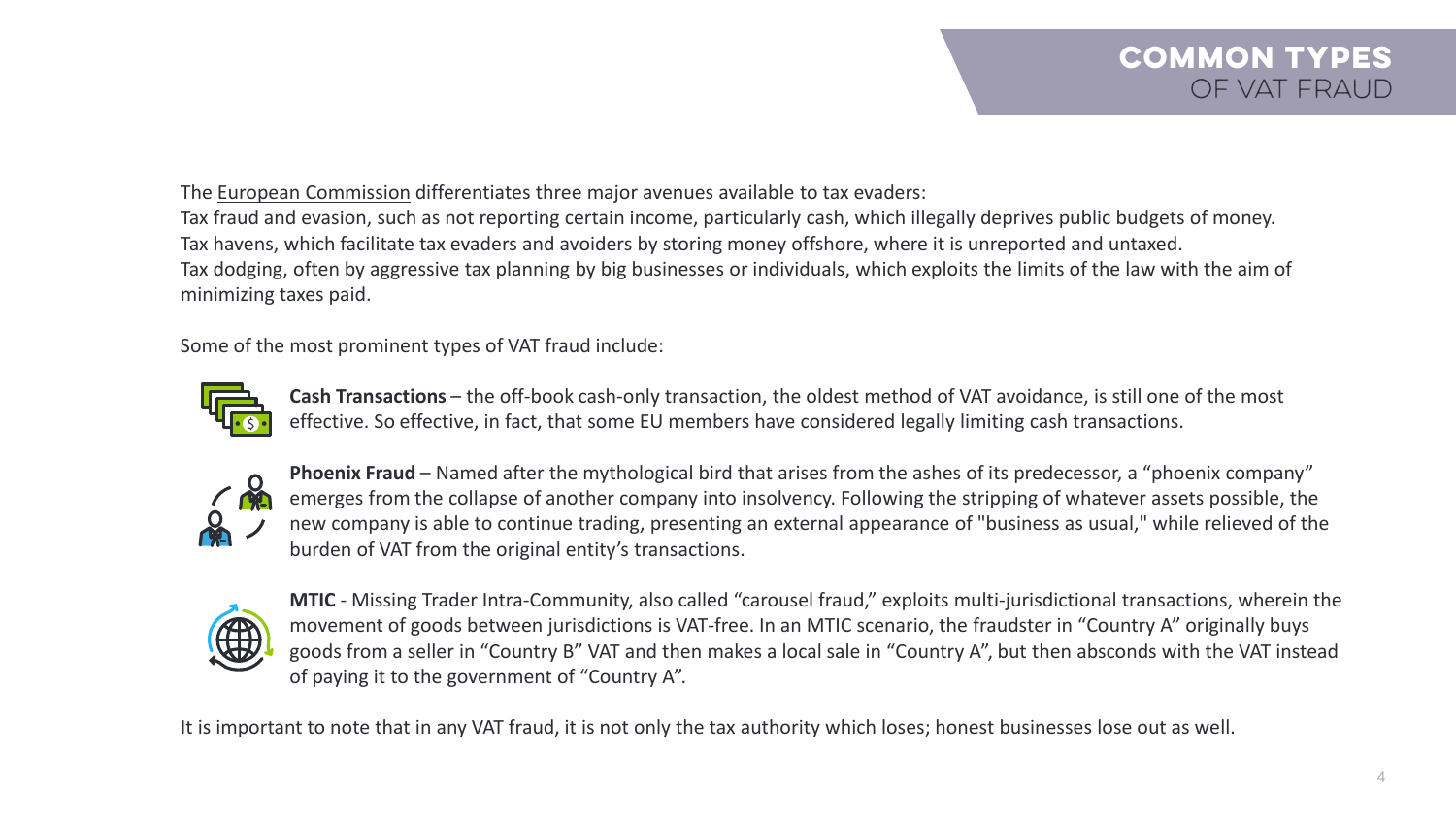# COMMON TYPES OF VAT FRAUD

The European Commission differentiates three major avenues available to tax evaders:
Tax fraud and evasion, such as not reporting certain income, particularly cash, which illegally deprives public budgets of money.
Tax havens, which facilitate tax evaders and avoiders by storing money offshore, where it is unreported and untaxed.
Tax dodging, often by aggressive tax planning by big businesses or individuals, which exploits the limits of the law with the aim of minimizing taxes paid.

Some of the most prominent types of VAT fraud include:

**Cash Transactions** – the off-book cash-only transaction, the oldest method of VAT avoidance, is still one of the most effective. So effective, in fact, that some EU members have considered legally limiting cash transactions.

**Phoenix Fraud** – Named after the mythological bird that arises from the ashes of its predecessor, a "phoenix company" emerges from the collapse of another company into insolvency. Following the stripping of whatever assets possible, the new company is able to continue trading, presenting an external appearance of "business as usual," while relieved of the burden of VAT from the original entity's transactions.

**MTIC** - Missing Trader Intra-Community, also called "carousel fraud," exploits multi-jurisdictional transactions, wherein the movement of goods between jurisdictions is VAT-free. In an MTIC scenario, the fraudster in "Country A" originally buys goods from a seller in "Country B" VAT and then makes a local sale in "Country A", but then absconds with the VAT instead of paying it to the government of "Country A".

It is important to note that in any VAT fraud, it is not only the tax authority which loses; honest businesses lose out as well.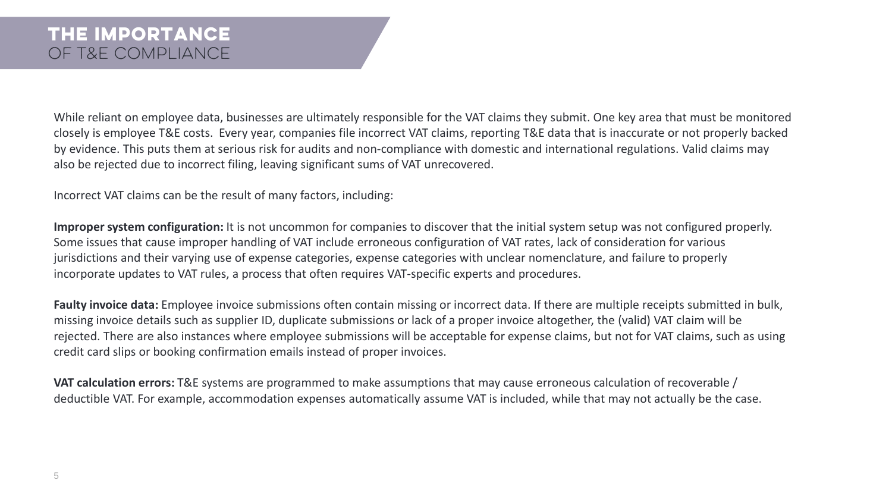# THE IMPORTANCE OF T&E COMPLIANCE

While reliant on employee data, businesses are ultimately responsible for the VAT claims they submit. One key area that must be monitored closely is employee T&E costs. Every year, companies file incorrect VAT claims, reporting T&E data that is inaccurate or not properly backed by evidence. This puts them at serious risk for audits and non-compliance with domestic and international regulations. Valid claims may also be rejected due to incorrect filing, leaving significant sums of VAT unrecovered.

Incorrect VAT claims can be the result of many factors, including:

**Improper system configuration:** It is not uncommon for companies to discover that the initial system setup was not configured properly. Some issues that cause improper handling of VAT include erroneous configuration of VAT rates, lack of consideration for various jurisdictions and their varying use of expense categories, expense categories with unclear nomenclature, and failure to properly incorporate updates to VAT rules, a process that often requires VAT-specific experts and procedures.

**Faulty invoice data:** Employee invoice submissions often contain missing or incorrect data. If there are multiple receipts submitted in bulk, missing invoice details such as supplier ID, duplicate submissions or lack of a proper invoice altogether, the (valid) VAT claim will be rejected. There are also instances where employee submissions will be acceptable for expense claims, but not for VAT claims, such as using credit card slips or booking confirmation emails instead of proper invoices.

**VAT calculation errors:** T&E systems are programmed to make assumptions that may cause erroneous calculation of recoverable / deductible VAT. For example, accommodation expenses automatically assume VAT is included, while that may not actually be the case.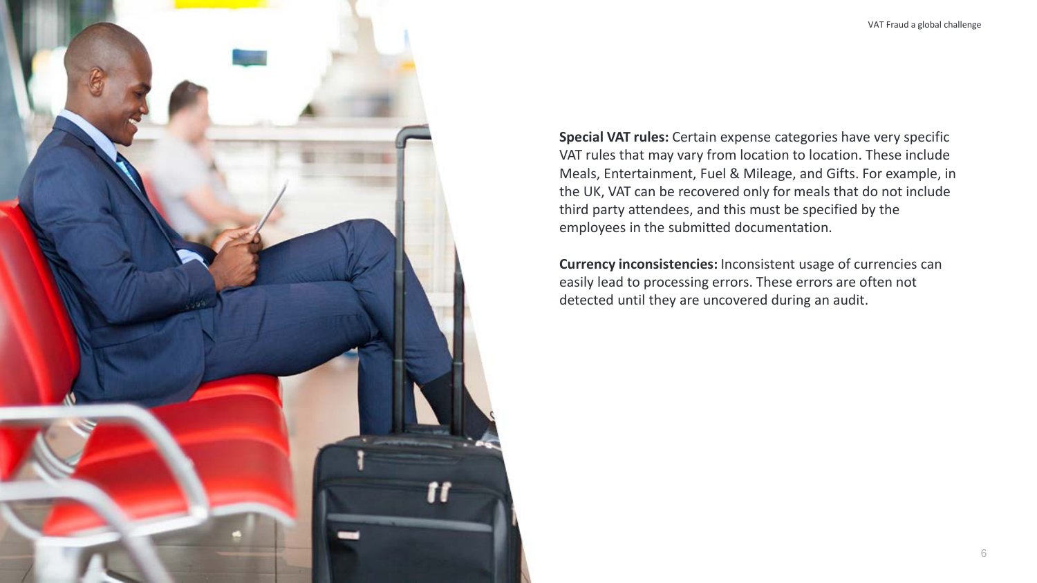**Special VAT rules:** Certain expense categories have very specific VAT rules that may vary from location to location. These include Meals, Entertainment, Fuel & Mileage, and Gifts. For example, in the UK, VAT can be recovered only for meals that do not include third party attendees, and this must be specified by the employees in the submitted documentation.

**Currency inconsistencies:** Inconsistent usage of currencies can easily lead to processing errors. These errors are often not detected until they are uncovered during an audit.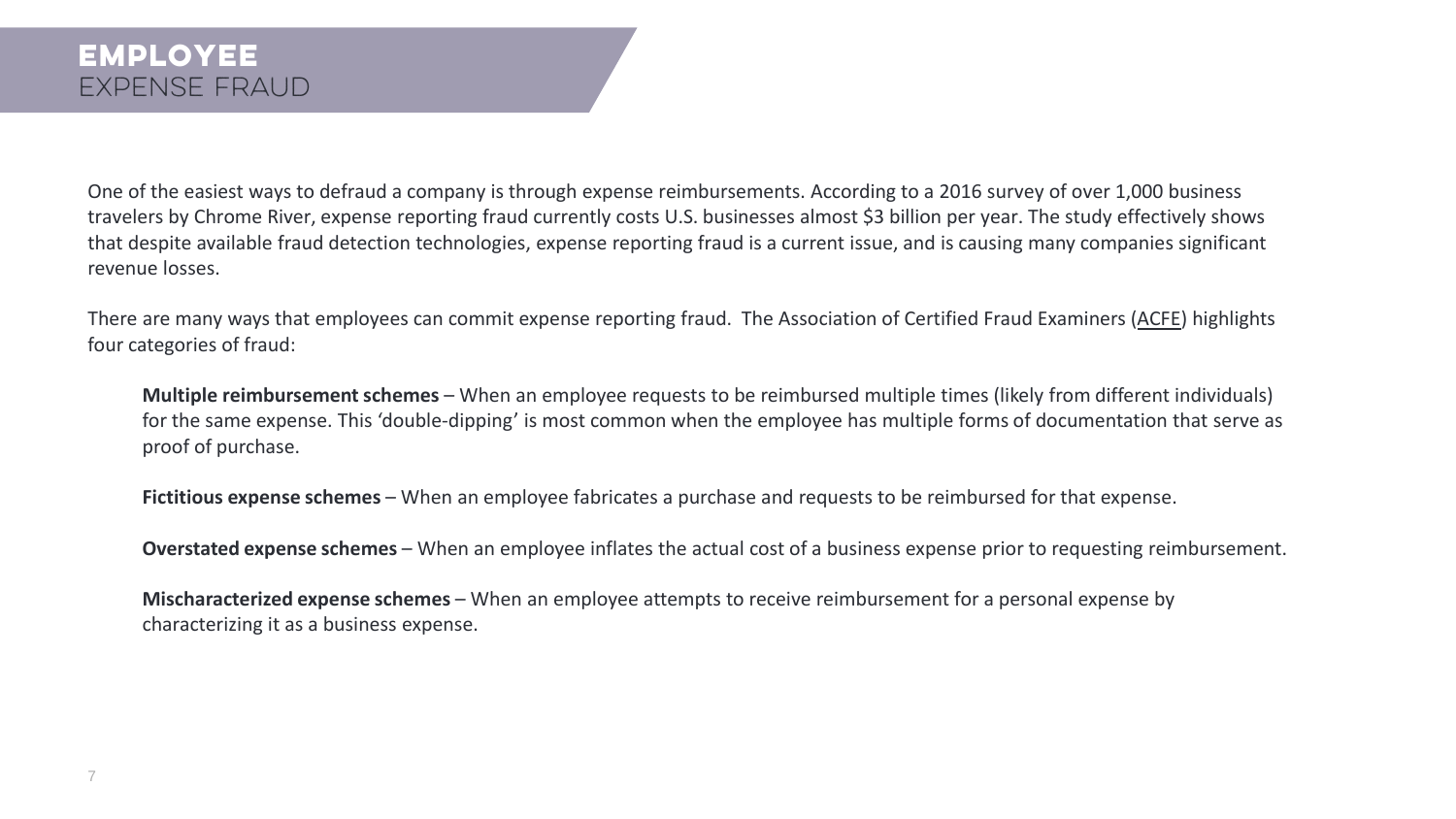# EMPLOYEE EXPENSE FRAUD

One of the easiest ways to defraud a company is through expense reimbursements. According to a 2016 survey of over 1,000 business travelers by Chrome River, expense reporting fraud currently costs U.S. businesses almost $3 billion per year. The study effectively shows that despite available fraud detection technologies, expense reporting fraud is a current issue, and is causing many companies significant revenue losses.

There are many ways that employees can commit expense reporting fraud. The Association of Certified Fraud Examiners (ACFE) highlights four categories of fraud:

**Multiple reimbursement schemes** – When an employee requests to be reimbursed multiple times (likely from different individuals) for the same expense. This 'double-dipping' is most common when the employee has multiple forms of documentation that serve as proof of purchase.

**Fictitious expense schemes** – When an employee fabricates a purchase and requests to be reimbursed for that expense.

**Overstated expense schemes** – When an employee inflates the actual cost of a business expense prior to requesting reimbursement.

**Mischaracterized expense schemes** – When an employee attempts to receive reimbursement for a personal expense by characterizing it as a business expense.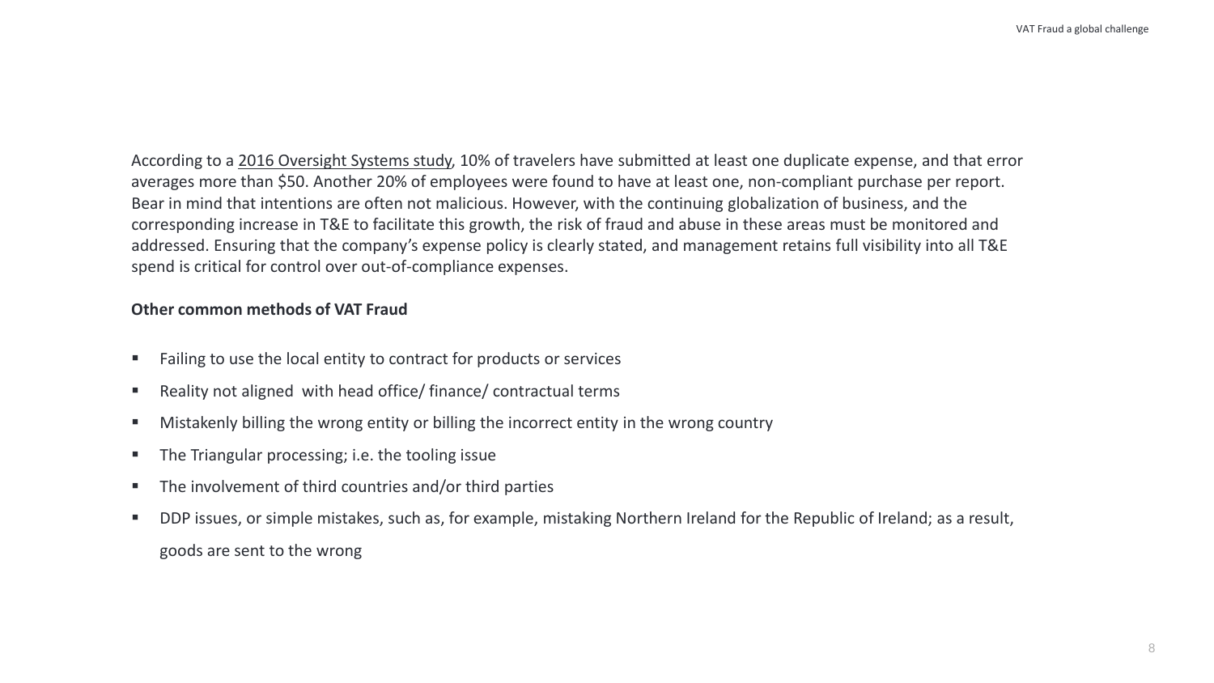According to a 2016 Oversight Systems study, 10% of travelers have submitted at least one duplicate expense, and that error averages more than $50. Another 20% of employees were found to have at least one, non-compliant purchase per report. Bear in mind that intentions are often not malicious. However, with the continuing globalization of business, and the corresponding increase in T&E to facilitate this growth, the risk of fraud and abuse in these areas must be monitored and addressed. Ensuring that the company's expense policy is clearly stated, and management retains full visibility into all T&E spend is critical for control over out-of-compliance expenses.

**Other common methods of VAT Fraud**

- Failing to use the local entity to contract for products or services
- Reality not aligned with head office/ finance/ contractual terms
- Mistakenly billing the wrong entity or billing the incorrect entity in the wrong country
- The Triangular processing; i.e. the tooling issue
- The involvement of third countries and/or third parties
- DDP issues, or simple mistakes, such as, for example, mistaking Northern Ireland for the Republic of Ireland; as a result, goods are sent to the wrong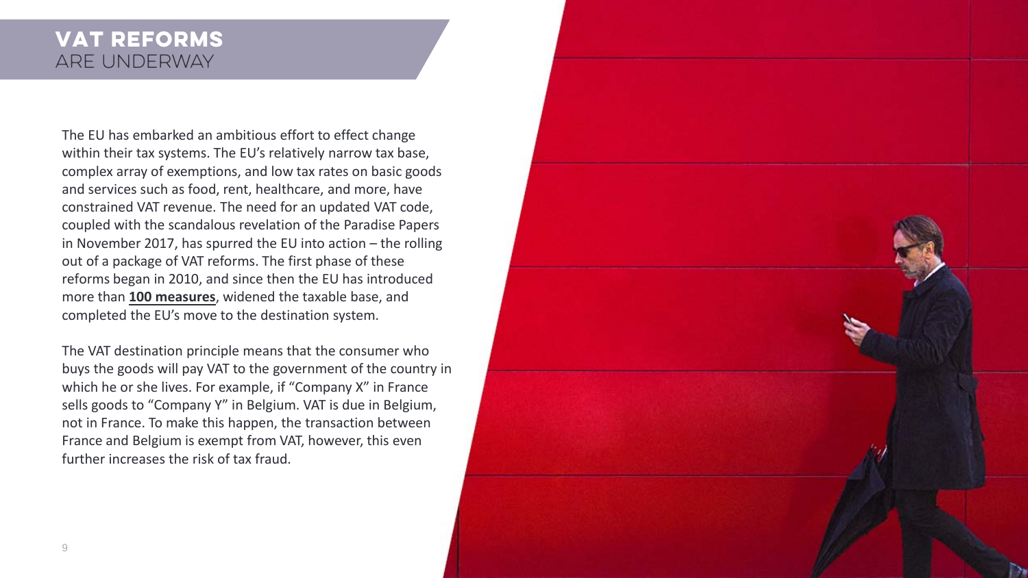# VAT REFORMS
## ARE UNDERWAY

The EU has embarked an ambitious effort to effect change within their tax systems. The EU's relatively narrow tax base, complex array of exemptions, and low tax rates on basic goods and services such as food, rent, healthcare, and more, have constrained VAT revenue. The need for an updated VAT code, coupled with the scandalous revelation of the Paradise Papers in November 2017, has spurred the EU into action – the rolling out of a package of VAT reforms. The first phase of these reforms began in 2010, and since then the EU has introduced more than **100 measures**, widened the taxable base, and completed the EU's move to the destination system.

The VAT destination principle means that the consumer who buys the goods will pay VAT to the government of the country in which he or she lives. For example, if "Company X" in France sells goods to "Company Y" in Belgium. VAT is due in Belgium, not in France. To make this happen, the transaction between France and Belgium is exempt from VAT, however, this even further increases the risk of tax fraud.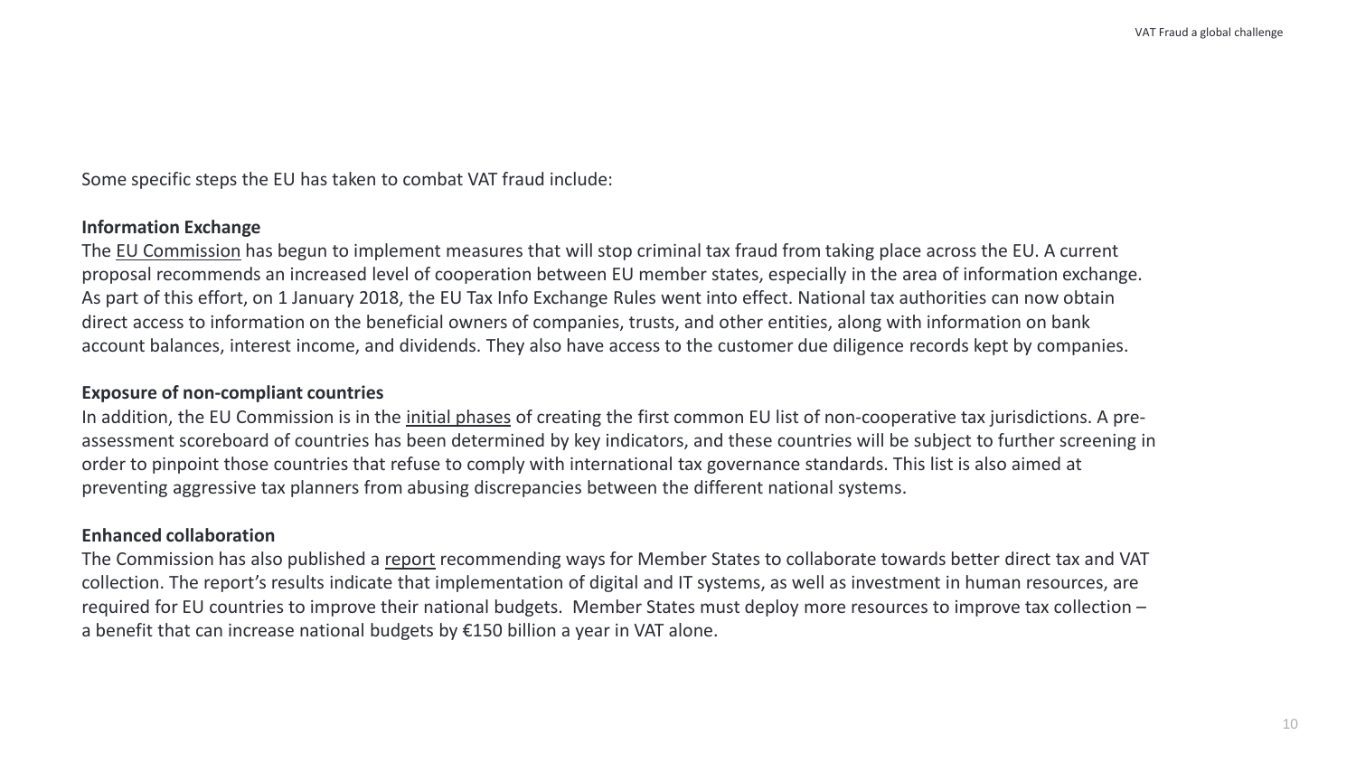Some specific steps the EU has taken to combat VAT fraud include:

**Information Exchange**

The EU Commission has begun to implement measures that will stop criminal tax fraud from taking place across the EU. A current proposal recommends an increased level of cooperation between EU member states, especially in the area of information exchange. As part of this effort, on 1 January 2018, the EU Tax Info Exchange Rules went into effect. National tax authorities can now obtain direct access to information on the beneficial owners of companies, trusts, and other entities, along with information on bank account balances, interest income, and dividends. They also have access to the customer due diligence records kept by companies.

**Exposure of non-compliant countries**

In addition, the EU Commission is in the initial phases of creating the first common EU list of non-cooperative tax jurisdictions. A pre-assessment scoreboard of countries has been determined by key indicators, and these countries will be subject to further screening in order to pinpoint those countries that refuse to comply with international tax governance standards. This list is also aimed at preventing aggressive tax planners from abusing discrepancies between the different national systems.

**Enhanced collaboration**

The Commission has also published a report recommending ways for Member States to collaborate towards better direct tax and VAT collection. The report's results indicate that implementation of digital and IT systems, as well as investment in human resources, are required for EU countries to improve their national budgets. Member States must deploy more resources to improve tax collection – a benefit that can increase national budgets by €150 billion a year in VAT alone.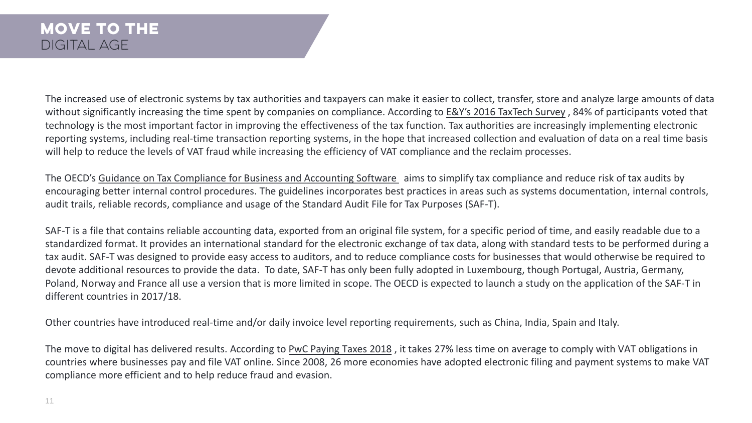# MOVE TO THE DIGITAL AGE

The increased use of electronic systems by tax authorities and taxpayers can make it easier to collect, transfer, store and analyze large amounts of data without significantly increasing the time spent by companies on compliance. According to E&Y's 2016 TaxTech Survey , 84% of participants voted that technology is the most important factor in improving the effectiveness of the tax function. Tax authorities are increasingly implementing electronic reporting systems, including real-time transaction reporting systems, in the hope that increased collection and evaluation of data on a real time basis will help to reduce the levels of VAT fraud while increasing the efficiency of VAT compliance and the reclaim processes.

The OECD's Guidance on Tax Compliance for Business and Accounting Software aims to simplify tax compliance and reduce risk of tax audits by encouraging better internal control procedures. The guidelines incorporates best practices in areas such as systems documentation, internal controls, audit trails, reliable records, compliance and usage of the Standard Audit File for Tax Purposes (SAF-T).

SAF-T is a file that contains reliable accounting data, exported from an original file system, for a specific period of time, and easily readable due to a standardized format. It provides an international standard for the electronic exchange of tax data, along with standard tests to be performed during a tax audit. SAF-T was designed to provide easy access to auditors, and to reduce compliance costs for businesses that would otherwise be required to devote additional resources to provide the data. To date, SAF-T has only been fully adopted in Luxembourg, though Portugal, Austria, Germany, Poland, Norway and France all use a version that is more limited in scope. The OECD is expected to launch a study on the application of the SAF-T in different countries in 2017/18.

Other countries have introduced real-time and/or daily invoice level reporting requirements, such as China, India, Spain and Italy.

The move to digital has delivered results. According to PwC Paying Taxes 2018 , it takes 27% less time on average to comply with VAT obligations in countries where businesses pay and file VAT online. Since 2008, 26 more economies have adopted electronic filing and payment systems to make VAT compliance more efficient and to help reduce fraud and evasion.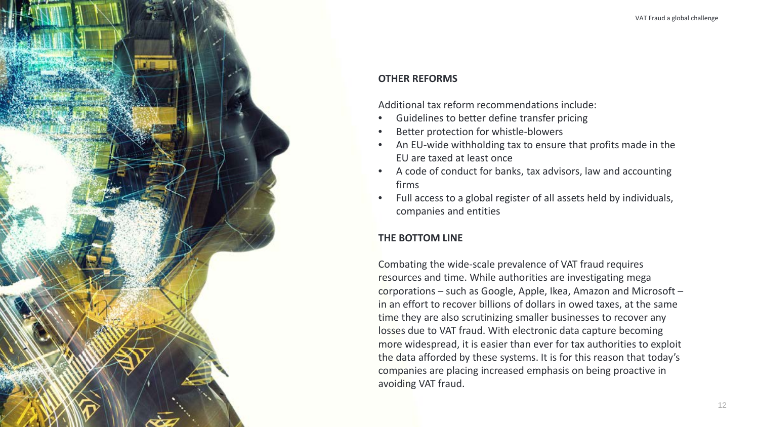## OTHER REFORMS

Additional tax reform recommendations include:

- Guidelines to better define transfer pricing
- Better protection for whistle-blowers
- An EU-wide withholding tax to ensure that profits made in the EU are taxed at least once
- A code of conduct for banks, tax advisors, law and accounting firms
- Full access to a global register of all assets held by individuals, companies and entities

## THE BOTTOM LINE

Combating the wide-scale prevalence of VAT fraud requires resources and time. While authorities are investigating mega corporations – such as Google, Apple, Ikea, Amazon and Microsoft – in an effort to recover billions of dollars in owed taxes, at the same time they are also scrutinizing smaller businesses to recover any losses due to VAT fraud. With electronic data capture becoming more widespread, it is easier than ever for tax authorities to exploit the data afforded by these systems. It is for this reason that today's companies are placing increased emphasis on being proactive in avoiding VAT fraud.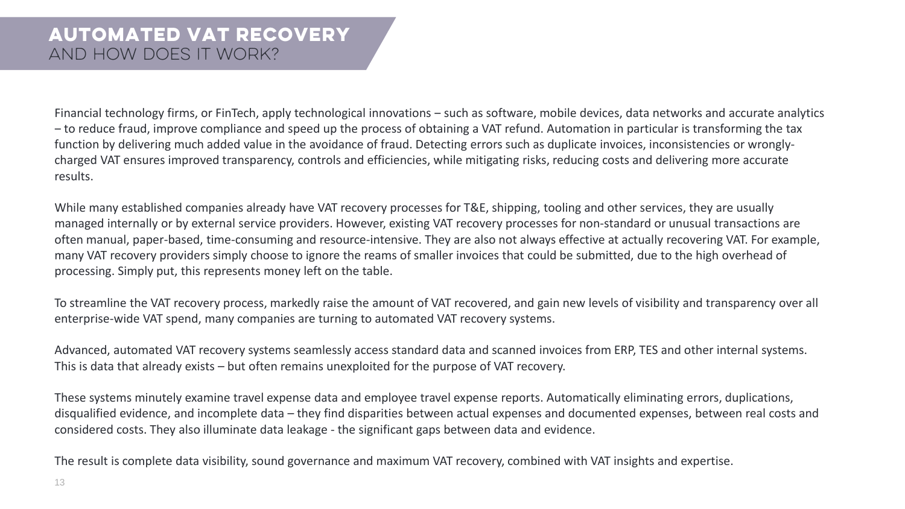# AUTOMATED VAT RECOVERY
## AND HOW DOES IT WORK?

Financial technology firms, or FinTech, apply technological innovations – such as software, mobile devices, data networks and accurate analytics – to reduce fraud, improve compliance and speed up the process of obtaining a VAT refund. Automation in particular is transforming the tax function by delivering much added value in the avoidance of fraud. Detecting errors such as duplicate invoices, inconsistencies or wrongly-charged VAT ensures improved transparency, controls and efficiencies, while mitigating risks, reducing costs and delivering more accurate results.

While many established companies already have VAT recovery processes for T&E, shipping, tooling and other services, they are usually managed internally or by external service providers. However, existing VAT recovery processes for non-standard or unusual transactions are often manual, paper-based, time-consuming and resource-intensive. They are also not always effective at actually recovering VAT. For example, many VAT recovery providers simply choose to ignore the reams of smaller invoices that could be submitted, due to the high overhead of processing. Simply put, this represents money left on the table.

To streamline the VAT recovery process, markedly raise the amount of VAT recovered, and gain new levels of visibility and transparency over all enterprise-wide VAT spend, many companies are turning to automated VAT recovery systems.

Advanced, automated VAT recovery systems seamlessly access standard data and scanned invoices from ERP, TES and other internal systems. This is data that already exists – but often remains unexploited for the purpose of VAT recovery.

These systems minutely examine travel expense data and employee travel expense reports. Automatically eliminating errors, duplications, disqualified evidence, and incomplete data – they find disparities between actual expenses and documented expenses, between real costs and considered costs. They also illuminate data leakage - the significant gaps between data and evidence.

The result is complete data visibility, sound governance and maximum VAT recovery, combined with VAT insights and expertise.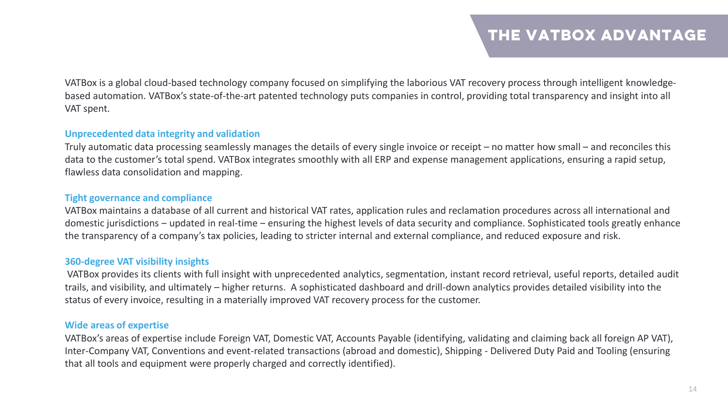# THE VATBOX ADVANTAGE

VATBox is a global cloud-based technology company focused on simplifying the laborious VAT recovery process through intelligent knowledge-based automation. VATBox's state-of-the-art patented technology puts companies in control, providing total transparency and insight into all VAT spent.

**Unprecedented data integrity and validation**

Truly automatic data processing seamlessly manages the details of every single invoice or receipt – no matter how small – and reconciles this data to the customer's total spend. VATBox integrates smoothly with all ERP and expense management applications, ensuring a rapid setup, flawless data consolidation and mapping.

**Tight governance and compliance**

VATBox maintains a database of all current and historical VAT rates, application rules and reclamation procedures across all international and domestic jurisdictions – updated in real-time – ensuring the highest levels of data security and compliance. Sophisticated tools greatly enhance the transparency of a company's tax policies, leading to stricter internal and external compliance, and reduced exposure and risk.

**360-degree VAT visibility insights**

VATBox provides its clients with full insight with unprecedented analytics, segmentation, instant record retrieval, useful reports, detailed audit trails, and visibility, and ultimately – higher returns. A sophisticated dashboard and drill-down analytics provides detailed visibility into the status of every invoice, resulting in a materially improved VAT recovery process for the customer.

**Wide areas of expertise**

VATBox's areas of expertise include Foreign VAT, Domestic VAT, Accounts Payable (identifying, validating and claiming back all foreign AP VAT), Inter-Company VAT, Conventions and event-related transactions (abroad and domestic), Shipping - Delivered Duty Paid and Tooling (ensuring that all tools and equipment were properly charged and correctly identified).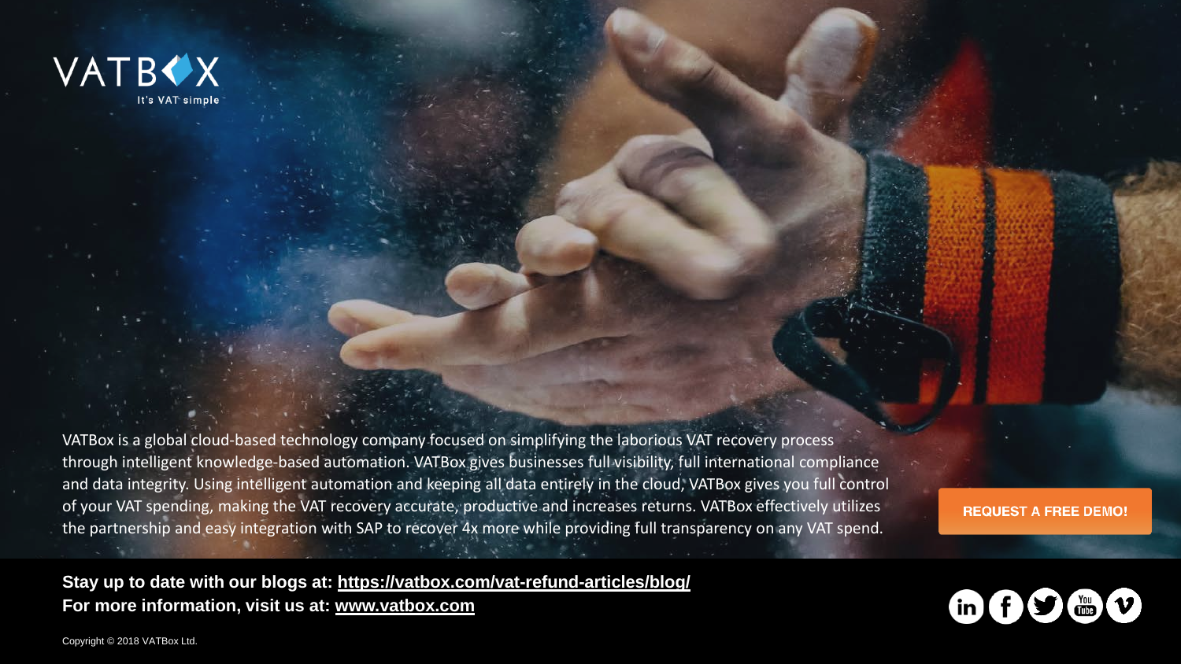VATBOX
It's VAT simple

VATBox is a global cloud-based technology company focused on simplifying the laborious VAT recovery process through intelligent knowledge-based automation. VATBox gives businesses full visibility, full international compliance and data integrity. Using intelligent automation and keeping all data entirely in the cloud, VATBox gives you full control of your VAT spending, making the VAT recovery accurate, productive and increases returns. VATBox effectively utilizes the partnership and easy integration with SAP to recover 4x more while providing full transparency on any VAT spend.

REQUEST A FREE DEMO!

**Stay up to date with our blogs at: https://vatbox.com/vat-refund-articles/blog/**
**For more information, visit us at: www.vatbox.com**

Copyright © 2018 VATBox Ltd.